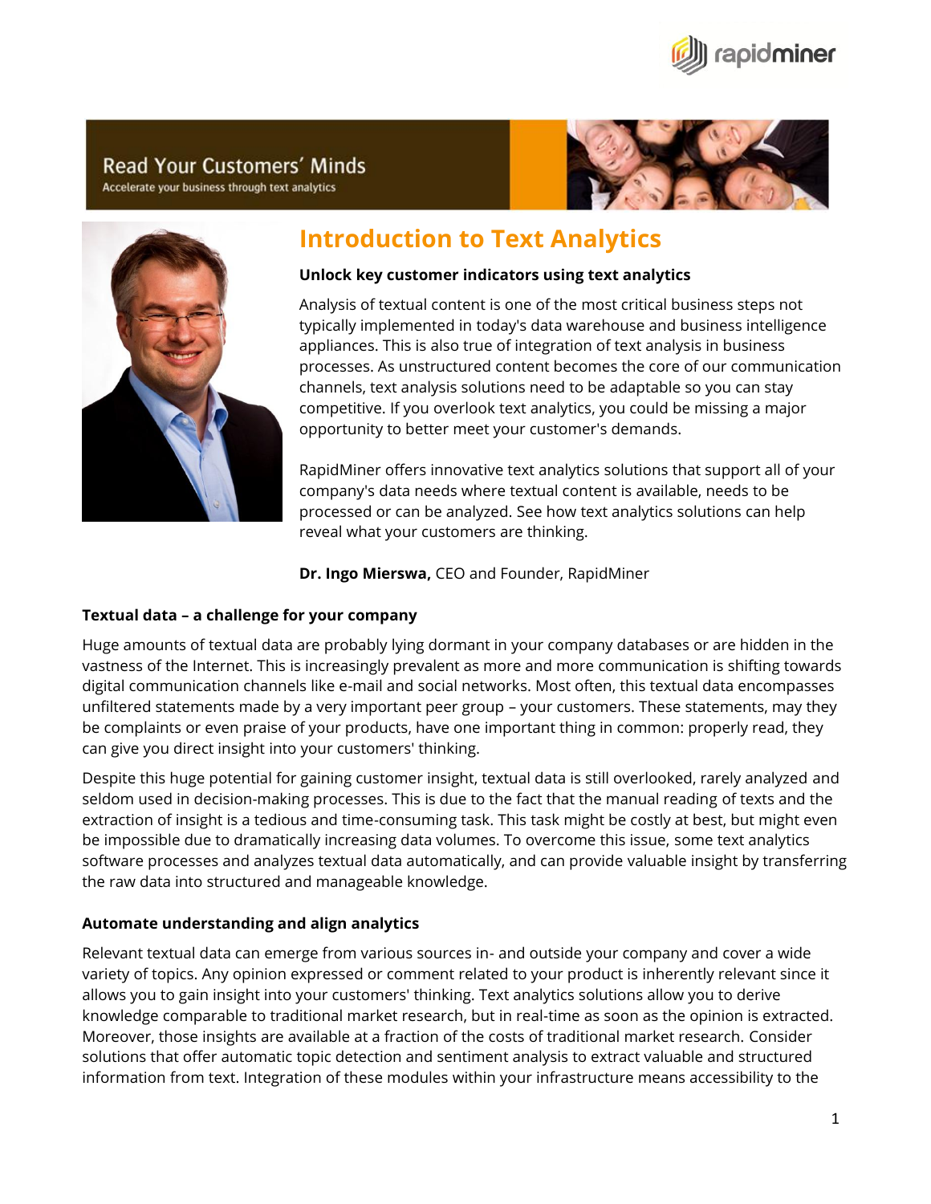Read Your Customers´ Minds

Accelerate your business through text analytics

# Introduction to Text Analytics

**Unlock key customer indicators using text analytics**

Analysis of textual content is one of the most critical business steps not typically implemented in today's data warehouse and business intelligence appliances. This is also true of integration of text analysis in business processes. As unstructured content becomes the core of our communication channels, text analysis solutions need to be adaptable so you can stay competitive. If you overlook text analytics, you could be missing a major opportunity to better meet your customer's demands.

RapidMiner offers innovative text analytics solutions that support all of your company's data needs where textual content is available, needs to be processed or can be analyzed. See how text analytics solutions can help reveal what your customers are thinking.

**Dr. Ingo Mierswa,** CEO and Founder, RapidMiner

### Textual data – a challenge for your company

Huge amounts of textual data are probably lying dormant in your company databases or are hidden in the vastness of the Internet. This is increasingly prevalent as more and more communication is shifting towards digital communication channels like e-mail and social networks. Most often, this textual data encompasses unfiltered statements made by a very important peer group – your customers. These statements, may they be complaints or even praise of your products, have one important thing in common: properly read, they can give you direct insight into your customers' thinking.

Despite this huge potential for gaining customer insight, textual data is still overlooked, rarely analyzed and seldom used in decision-making processes. This is due to the fact that the manual reading of texts and the extraction of insight is a tedious and time-consuming task. This task might be costly at best, but might even be impossible due to dramatically increasing data volumes. To overcome this issue, some text analytics software processes and analyzes textual data automatically, and can provide valuable insight by transferring the raw data into structured and manageable knowledge.

### Automate understanding and align analytics

Relevant textual data can emerge from various sources in- and outside your company and cover a wide variety of topics. Any opinion expressed or comment related to your product is inherently relevant since it allows you to gain insight into your customers' thinking. Text analytics solutions allow you to derive knowledge comparable to traditional market research, but in real-time as soon as the opinion is extracted. Moreover, those insights are available at a fraction of the costs of traditional market research. Consider solutions that offer automatic topic detection and sentiment analysis to extract valuable and structured information from text. Integration of these modules within your infrastructure means accessibility to the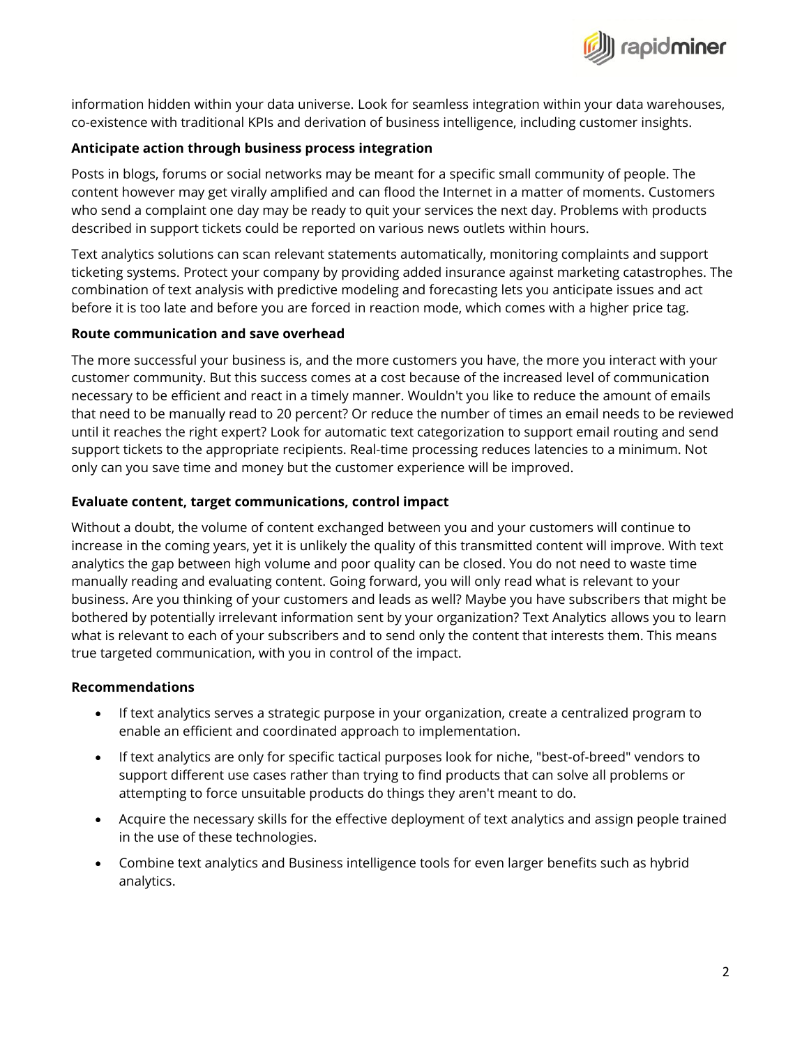information hidden within your data universe. Look for seamless integration within your data warehouses, co-existence with traditional KPIs and derivation of business intelligence, including customer insights.

**Anticipate action through business process integration**

Posts in blogs, forums or social networks may be meant for a specific small community of people. The content however may get virally amplified and can flood the Internet in a matter of moments. Customers who send a complaint one day may be ready to quit your services the next day. Problems with products described in support tickets could be reported on various news outlets within hours.

Text analytics solutions can scan relevant statements automatically, monitoring complaints and support ticketing systems. Protect your company by providing added insurance against marketing catastrophes. The combination of text analysis with predictive modeling and forecasting lets you anticipate issues and act before it is too late and before you are forced in reaction mode, which comes with a higher price tag.

**Route communication and save overhead**

The more successful your business is, and the more customers you have, the more you interact with your customer community. But this success comes at a cost because of the increased level of communication necessary to be efficient and react in a timely manner. Wouldn't you like to reduce the amount of emails that need to be manually read to 20 percent? Or reduce the number of times an email needs to be reviewed until it reaches the right expert? Look for automatic text categorization to support email routing and send support tickets to the appropriate recipients. Real-time processing reduces latencies to a minimum. Not only can you save time and money but the customer experience will be improved.

**Evaluate content, target communications, control impact**

Without a doubt, the volume of content exchanged between you and your customers will continue to increase in the coming years, yet it is unlikely the quality of this transmitted content will improve. With text analytics the gap between high volume and poor quality can be closed. You do not need to waste time manually reading and evaluating content. Going forward, you will only read what is relevant to your business. Are you thinking of your customers and leads as well? Maybe you have subscribers that might be bothered by potentially irrelevant information sent by your organization? Text Analytics allows you to learn what is relevant to each of your subscribers and to send only the content that interests them. This means true targeted communication, with you in control of the impact.

**Recommendations**

- If text analytics serves a strategic purpose in your organization, create a centralized program to enable an efficient and coordinated approach to implementation.
- If text analytics are only for specific tactical purposes look for niche, "best-of-breed" vendors to support different use cases rather than trying to find products that can solve all problems or attempting to force unsuitable products do things they aren't meant to do.
- Acquire the necessary skills for the effective deployment of text analytics and assign people trained in the use of these technologies.
- Combine text analytics and Business intelligence tools for even larger benefits such as hybrid analytics.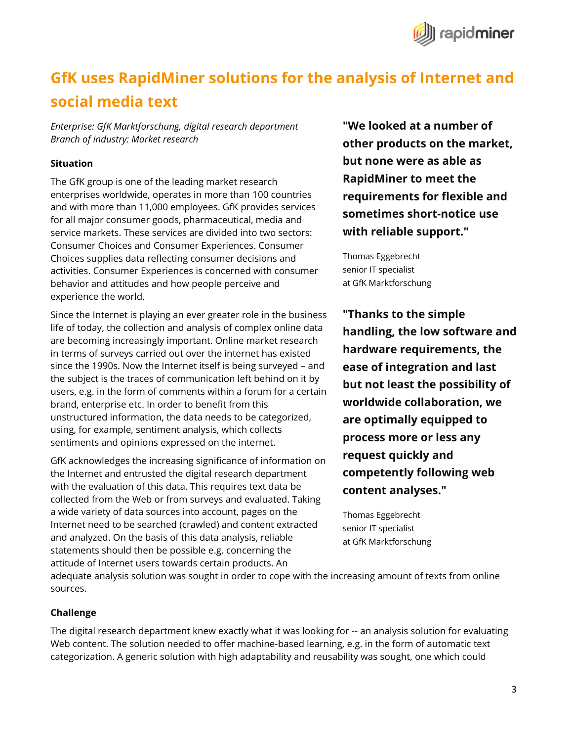# GfK uses RapidMiner solutions for the analysis of Internet and social media text

*Enterprise: GfK Marktforschung, digital research department*
*Branch of industry: Market research*

**Situation**

The GfK group is one of the leading market research enterprises worldwide, operates in more than 100 countries and with more than 11,000 employees. GfK provides services for all major consumer goods, pharmaceutical, media and service markets. These services are divided into two sectors: Consumer Choices and Consumer Experiences. Consumer Choices supplies data reflecting consumer decisions and activities. Consumer Experiences is concerned with consumer behavior and attitudes and how people perceive and experience the world.

Since the Internet is playing an ever greater role in the business life of today, the collection and analysis of complex online data are becoming increasingly important. Online market research in terms of surveys carried out over the internet has existed since the 1990s. Now the Internet itself is being surveyed – and the subject is the traces of communication left behind on it by users, e.g. in the form of comments within a forum for a certain brand, enterprise etc. In order to benefit from this unstructured information, the data needs to be categorized, using, for example, sentiment analysis, which collects sentiments and opinions expressed on the internet.

GfK acknowledges the increasing significance of information on the Internet and entrusted the digital research department with the evaluation of this data. This requires text data be collected from the Web or from surveys and evaluated. Taking a wide variety of data sources into account, pages on the Internet need to be searched (crawled) and content extracted and analyzed. On the basis of this data analysis, reliable statements should then be possible e.g. concerning the attitude of Internet users towards certain products. An adequate analysis solution was sought in order to cope with the increasing amount of texts from online sources.

**"We looked at a number of other products on the market, but none were as able as RapidMiner to meet the requirements for flexible and sometimes short-notice use with reliable support."**

Thomas Eggebrecht
senior IT specialist
at GfK Marktforschung

**"Thanks to the simple handling, the low software and hardware requirements, the ease of integration and last but not least the possibility of worldwide collaboration, we are optimally equipped to process more or less any request quickly and competently following web content analyses."**

Thomas Eggebrecht
senior IT specialist
at GfK Marktforschung

**Challenge**

The digital research department knew exactly what it was looking for -- an analysis solution for evaluating Web content. The solution needed to offer machine-based learning, e.g. in the form of automatic text categorization. A generic solution with high adaptability and reusability was sought, one which could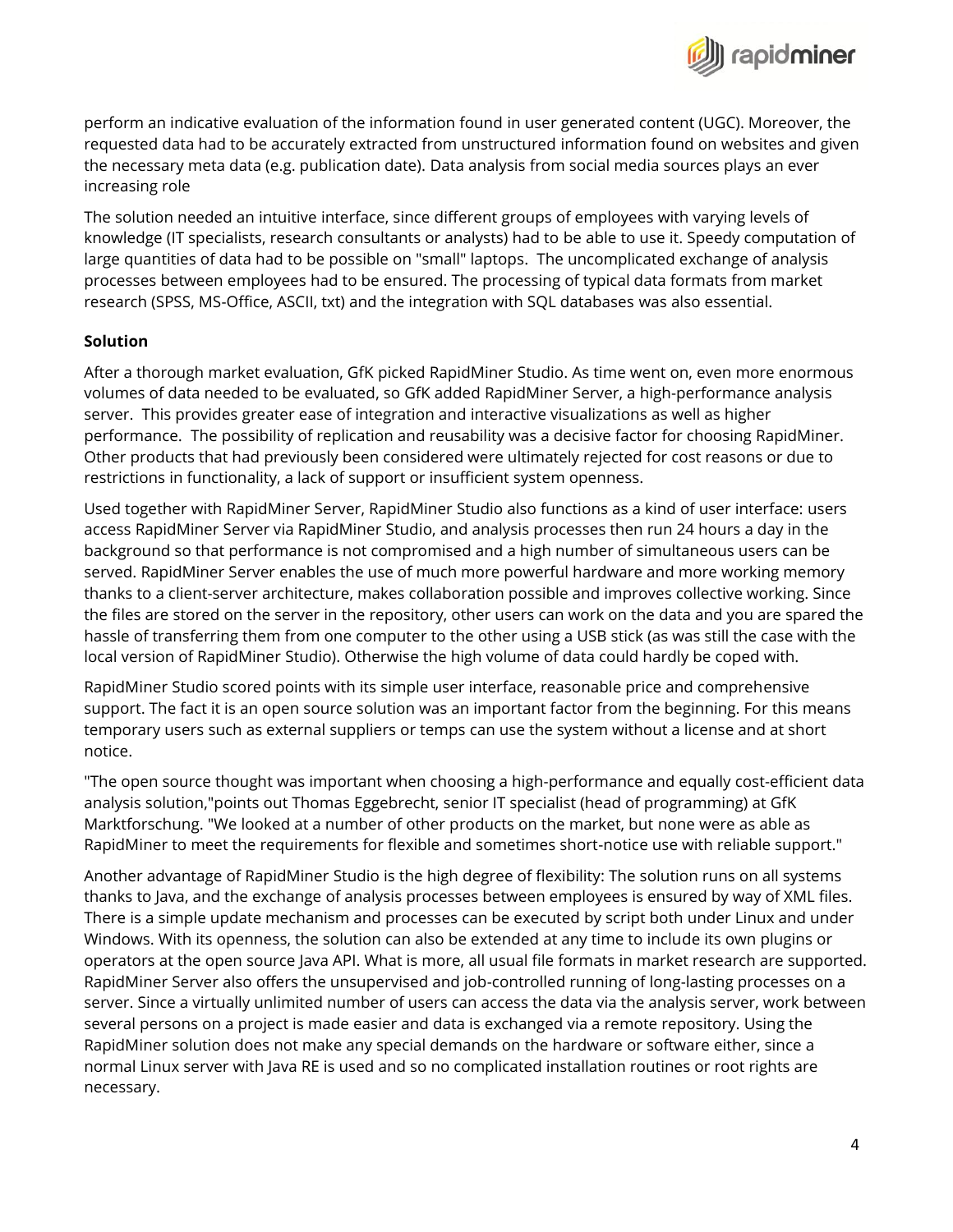perform an indicative evaluation of the information found in user generated content (UGC). Moreover, the requested data had to be accurately extracted from unstructured information found on websites and given the necessary meta data (e.g. publication date). Data analysis from social media sources plays an ever increasing role

The solution needed an intuitive interface, since different groups of employees with varying levels of knowledge (IT specialists, research consultants or analysts) had to be able to use it. Speedy computation of large quantities of data had to be possible on "small" laptops. The uncomplicated exchange of analysis processes between employees had to be ensured. The processing of typical data formats from market research (SPSS, MS-Office, ASCII, txt) and the integration with SQL databases was also essential.

**Solution**

After a thorough market evaluation, GfK picked RapidMiner Studio. As time went on, even more enormous volumes of data needed to be evaluated, so GfK added RapidMiner Server, a high-performance analysis server. This provides greater ease of integration and interactive visualizations as well as higher performance. The possibility of replication and reusability was a decisive factor for choosing RapidMiner. Other products that had previously been considered were ultimately rejected for cost reasons or due to restrictions in functionality, a lack of support or insufficient system openness.

Used together with RapidMiner Server, RapidMiner Studio also functions as a kind of user interface: users access RapidMiner Server via RapidMiner Studio, and analysis processes then run 24 hours a day in the background so that performance is not compromised and a high number of simultaneous users can be served. RapidMiner Server enables the use of much more powerful hardware and more working memory thanks to a client-server architecture, makes collaboration possible and improves collective working. Since the files are stored on the server in the repository, other users can work on the data and you are spared the hassle of transferring them from one computer to the other using a USB stick (as was still the case with the local version of RapidMiner Studio). Otherwise the high volume of data could hardly be coped with.

RapidMiner Studio scored points with its simple user interface, reasonable price and comprehensive support. The fact it is an open source solution was an important factor from the beginning. For this means temporary users such as external suppliers or temps can use the system without a license and at short notice.

"The open source thought was important when choosing a high-performance and equally cost-efficient data analysis solution,"points out Thomas Eggebrecht, senior IT specialist (head of programming) at GfK Marktforschung. "We looked at a number of other products on the market, but none were as able as RapidMiner to meet the requirements for flexible and sometimes short-notice use with reliable support."

Another advantage of RapidMiner Studio is the high degree of flexibility: The solution runs on all systems thanks to Java, and the exchange of analysis processes between employees is ensured by way of XML files. There is a simple update mechanism and processes can be executed by script both under Linux and under Windows. With its openness, the solution can also be extended at any time to include its own plugins or operators at the open source Java API. What is more, all usual file formats in market research are supported. RapidMiner Server also offers the unsupervised and job-controlled running of long-lasting processes on a server. Since a virtually unlimited number of users can access the data via the analysis server, work between several persons on a project is made easier and data is exchanged via a remote repository. Using the RapidMiner solution does not make any special demands on the hardware or software either, since a normal Linux server with Java RE is used and so no complicated installation routines or root rights are necessary.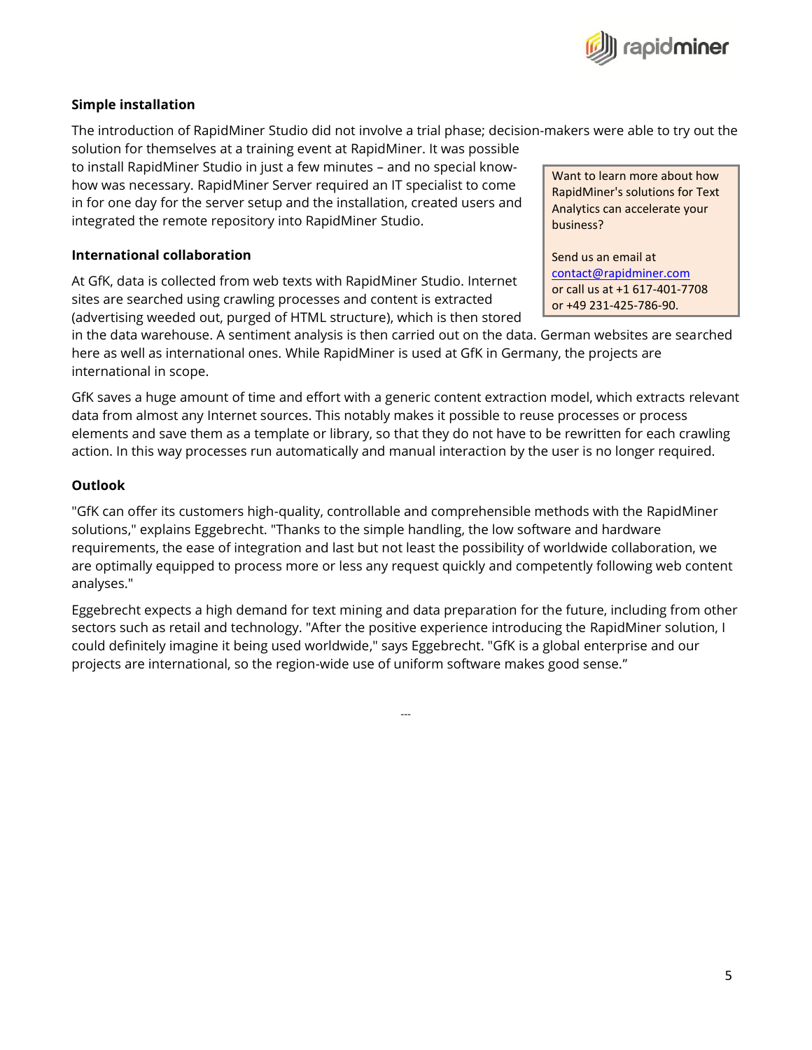## Simple installation

The introduction of RapidMiner Studio did not involve a trial phase; decision-makers were able to try out the solution for themselves at a training event at RapidMiner. It was possible to install RapidMiner Studio in just a few minutes – and no special know-how was necessary. RapidMiner Server required an IT specialist to come in for one day for the server setup and the installation, created users and integrated the remote repository into RapidMiner Studio.

> Want to learn more about how RapidMiner's solutions for Text Analytics can accelerate your business?
>
> Send us an email at contact@rapidminer.com or call us at +1 617-401-7708 or +49 231-425-786-90.

## International collaboration

At GfK, data is collected from web texts with RapidMiner Studio. Internet sites are searched using crawling processes and content is extracted (advertising weeded out, purged of HTML structure), which is then stored in the data warehouse. A sentiment analysis is then carried out on the data. German websites are searched here as well as international ones. While RapidMiner is used at GfK in Germany, the projects are international in scope.

GfK saves a huge amount of time and effort with a generic content extraction model, which extracts relevant data from almost any Internet sources. This notably makes it possible to reuse processes or process elements and save them as a template or library, so that they do not have to be rewritten for each crawling action. In this way processes run automatically and manual interaction by the user is no longer required.

## Outlook

"GfK can offer its customers high-quality, controllable and comprehensible methods with the RapidMiner solutions," explains Eggebrecht. "Thanks to the simple handling, the low software and hardware requirements, the ease of integration and last but not least the possibility of worldwide collaboration, we are optimally equipped to process more or less any request quickly and competently following web content analyses."

Eggebrecht expects a high demand for text mining and data preparation for the future, including from other sectors such as retail and technology. "After the positive experience introducing the RapidMiner solution, I could definitely imagine it being used worldwide," says Eggebrecht. "GfK is a global enterprise and our projects are international, so the region-wide use of uniform software makes good sense."

---